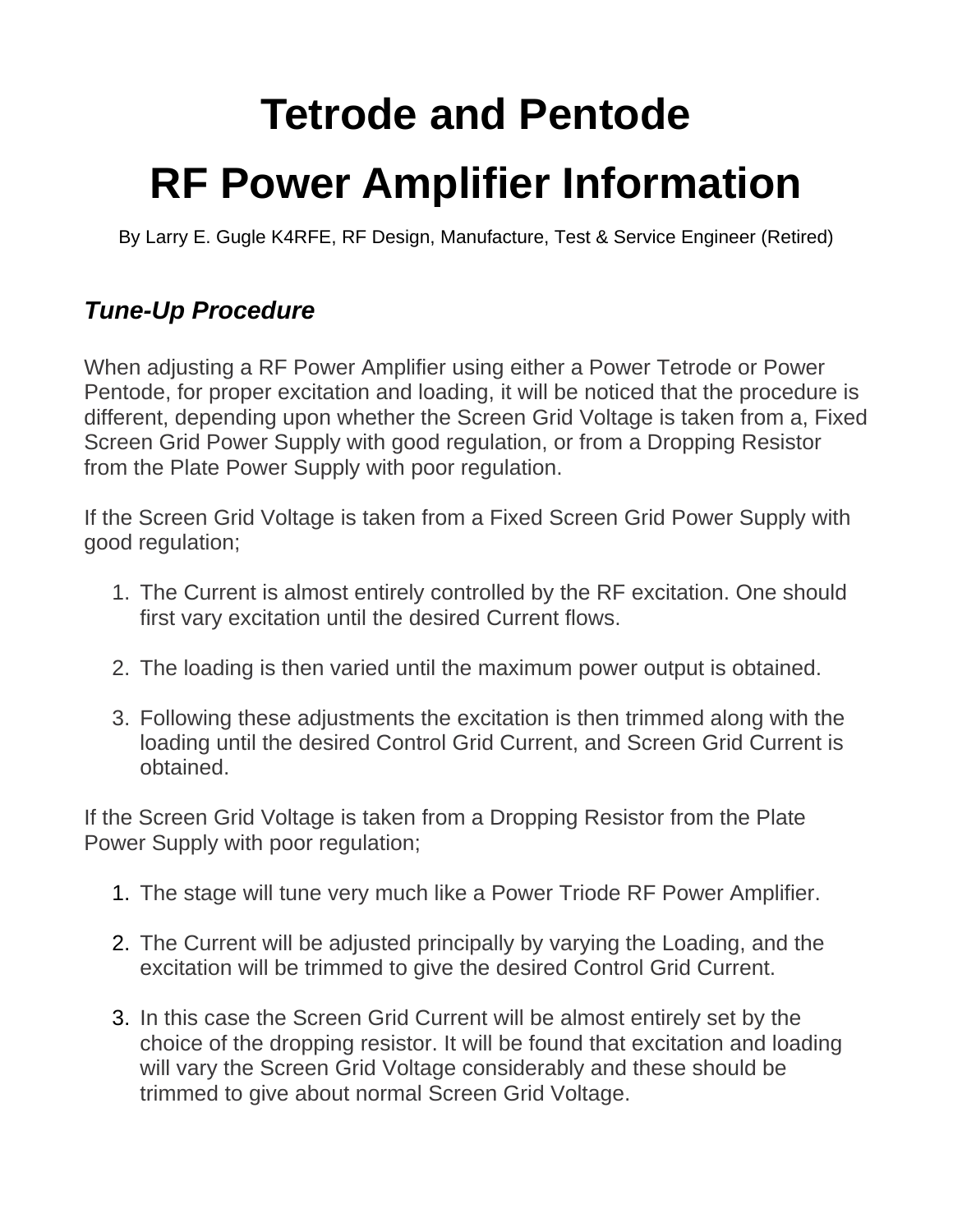# Tetrode and Pentode

# RF Power Amplifier Information

By Larry E. Gugle K4RFE, RF Design, Manufacture, Test & Service Engineer (Retired)

## *Tune-Up Procedure*

When adjusting a RF Power Amplifier using either a Power Tetrode or Power Pentode, for proper excitation and loading, it will be noticed that the procedure is different, depending upon whether the Screen Grid Voltage is taken from a, Fixed Screen Grid Power Supply with good regulation, or from a Dropping Resistor from the Plate Power Supply with poor regulation.

If the Screen Grid Voltage is taken from a Fixed Screen Grid Power Supply with good regulation;

1. The Current is almost entirely controlled by the RF excitation. One should first vary excitation until the desired Current flows.

2. The loading is then varied until the maximum power output is obtained.

3. Following these adjustments the excitation is then trimmed along with the loading until the desired Control Grid Current, and Screen Grid Current is obtained.

If the Screen Grid Voltage is taken from a Dropping Resistor from the Plate Power Supply with poor regulation;

1. The stage will tune very much like a Power Triode RF Power Amplifier.

2. The Current will be adjusted principally by varying the Loading, and the excitation will be trimmed to give the desired Control Grid Current.

3. In this case the Screen Grid Current will be almost entirely set by the choice of the dropping resistor. It will be found that excitation and loading will vary the Screen Grid Voltage considerably and these should be trimmed to give about normal Screen Grid Voltage.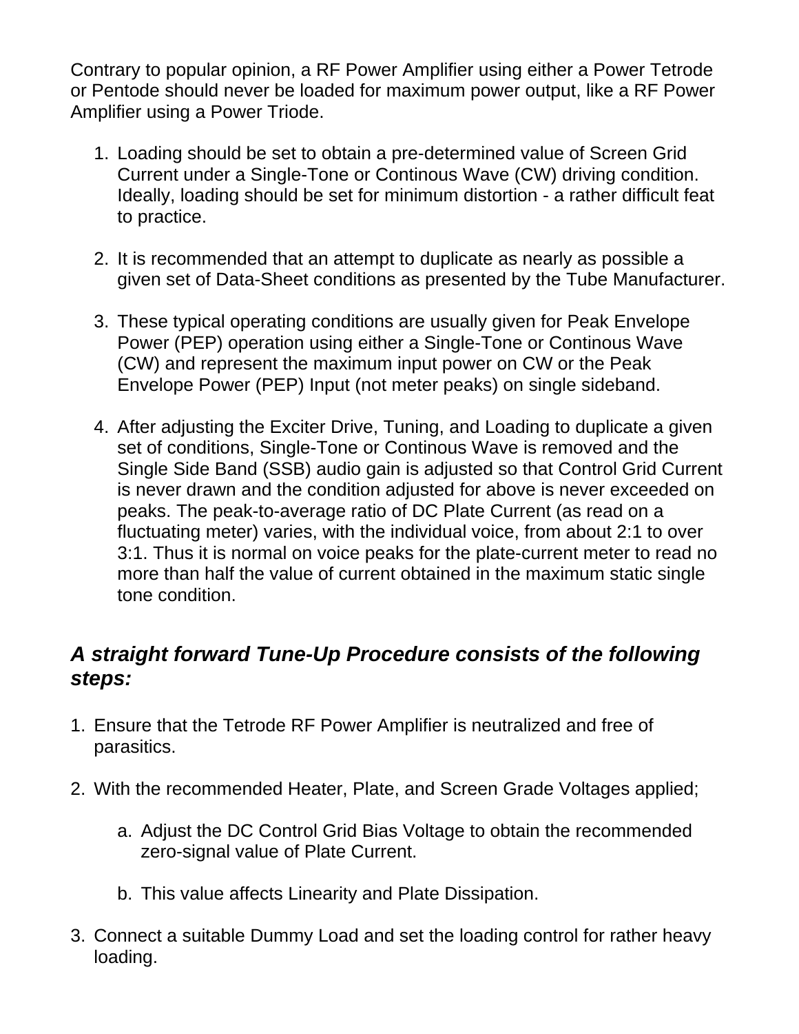Contrary to popular opinion, a RF Power Amplifier using either a Power Tetrode or Pentode should never be loaded for maximum power output, like a RF Power Amplifier using a Power Triode.

1. Loading should be set to obtain a pre-determined value of Screen Grid Current under a Single-Tone or Continous Wave (CW) driving condition. Ideally, loading should be set for minimum distortion - a rather difficult feat to practice.

2. It is recommended that an attempt to duplicate as nearly as possible a given set of Data-Sheet conditions as presented by the Tube Manufacturer.

3. These typical operating conditions are usually given for Peak Envelope Power (PEP) operation using either a Single-Tone or Continous Wave (CW) and represent the maximum input power on CW or the Peak Envelope Power (PEP) Input (not meter peaks) on single sideband.

4. After adjusting the Exciter Drive, Tuning, and Loading to duplicate a given set of conditions, Single-Tone or Continous Wave is removed and the Single Side Band (SSB) audio gain is adjusted so that Control Grid Current is never drawn and the condition adjusted for above is never exceeded on peaks. The peak-to-average ratio of DC Plate Current (as read on a fluctuating meter) varies, with the individual voice, from about 2:1 to over 3:1. Thus it is normal on voice peaks for the plate-current meter to read no more than half the value of current obtained in the maximum static single tone condition.

### *A straight forward Tune-Up Procedure consists of the following steps:*

1. Ensure that the Tetrode RF Power Amplifier is neutralized and free of parasitics.

2. With the recommended Heater, Plate, and Screen Grade Voltages applied;

   a. Adjust the DC Control Grid Bias Voltage to obtain the recommended zero-signal value of Plate Current.

   b. This value affects Linearity and Plate Dissipation.

3. Connect a suitable Dummy Load and set the loading control for rather heavy loading.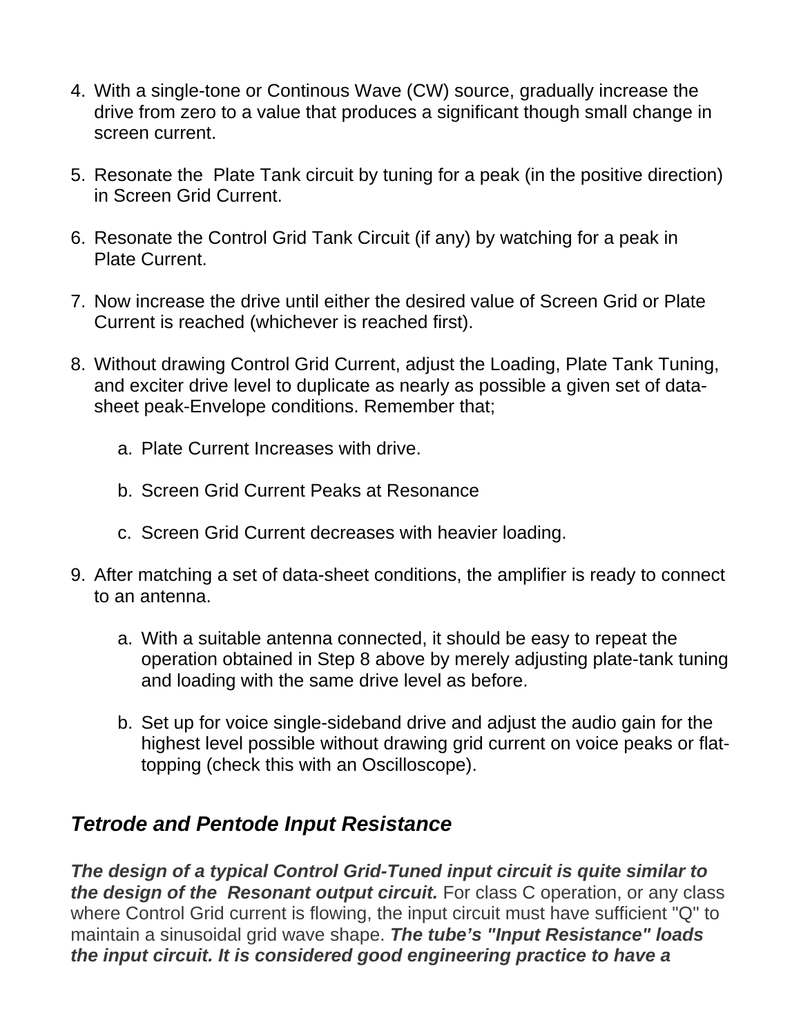4. With a single-tone or Continous Wave (CW) source, gradually increase the drive from zero to a value that produces a significant though small change in screen current.

5. Resonate the Plate Tank circuit by tuning for a peak (in the positive direction) in Screen Grid Current.

6. Resonate the Control Grid Tank Circuit (if any) by watching for a peak in Plate Current.

7. Now increase the drive until either the desired value of Screen Grid or Plate Current is reached (whichever is reached first).

8. Without drawing Control Grid Current, adjust the Loading, Plate Tank Tuning, and exciter drive level to duplicate as nearly as possible a given set of data-sheet peak-Envelope conditions. Remember that;

   a. Plate Current Increases with drive.

   b. Screen Grid Current Peaks at Resonance

   c. Screen Grid Current decreases with heavier loading.

9. After matching a set of data-sheet conditions, the amplifier is ready to connect to an antenna.

   a. With a suitable antenna connected, it should be easy to repeat the operation obtained in Step 8 above by merely adjusting plate-tank tuning and loading with the same drive level as before.

   b. Set up for voice single-sideband drive and adjust the audio gain for the highest level possible without drawing grid current on voice peaks or flat-topping (check this with an Oscilloscope).

## *Tetrode and Pentode Input Resistance*

***The design of a typical Control Grid-Tuned input circuit is quite similar to the design of the Resonant output circuit.*** For class C operation, or any class where Control Grid current is flowing, the input circuit must have sufficient "Q" to maintain a sinusoidal grid wave shape. ***The tube's "Input Resistance" loads the input circuit. It is considered good engineering practice to have a***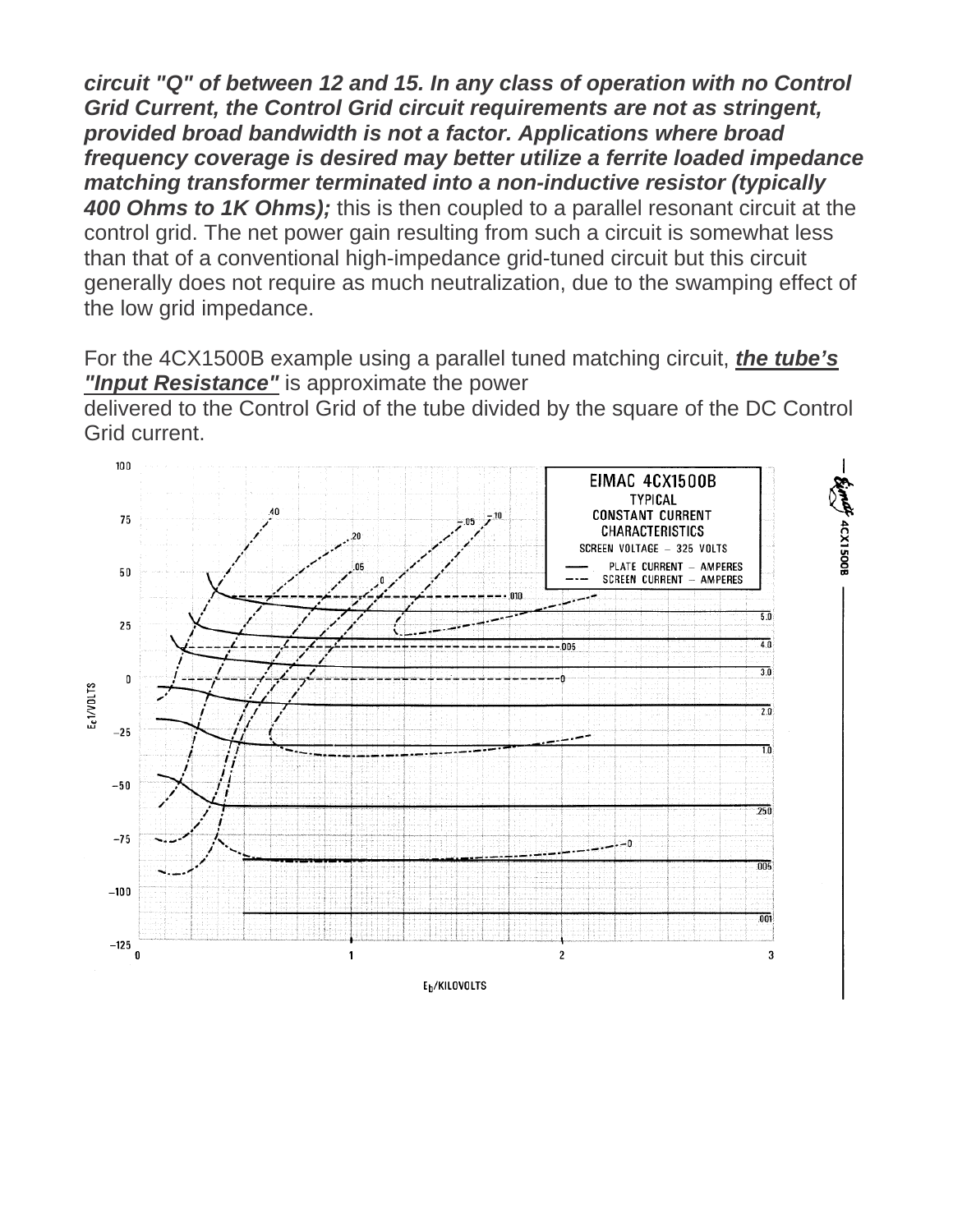***circuit "Q" of between 12 and 15. In any class of operation with no Control Grid Current, the Control Grid circuit requirements are not as stringent, provided broad bandwidth is not a factor. Applications where broad frequency coverage is desired may better utilize a ferrite loaded impedance matching transformer terminated into a non-inductive resistor (typically 400 Ohms to 1K Ohms);*** this is then coupled to a parallel resonant circuit at the control grid. The net power gain resulting from such a circuit is somewhat less than that of a conventional high-impedance grid-tuned circuit but this circuit generally does not require as much neutralization, due to the swamping effect of the low grid impedance.

For the 4CX1500B example using a parallel tuned matching circuit, ***the tube's "Input Resistance"*** is approximate the power delivered to the Control Grid of the tube divided by the square of the DC Control Grid current.

EIMAC 4CX1500B
TYPICAL
CONSTANT CURRENT
CHARACTERISTICS
SCREEN VOLTAGE – 325 VOLTS
PLATE CURRENT – AMPERES
SCREEN CURRENT – AMPERES

$E_{c1}$/VOLTS

100
75
50
25
0
−25
−50
−75
−100
−125

.40
.20
.05
0
.05
.10
.010
.005
0
0

5.0
4.0
3.0
2.0
1.0
.250
.005
.001

0
1
2
3

$E_b$/KILOVOLTS

Eimac 4CX1500B